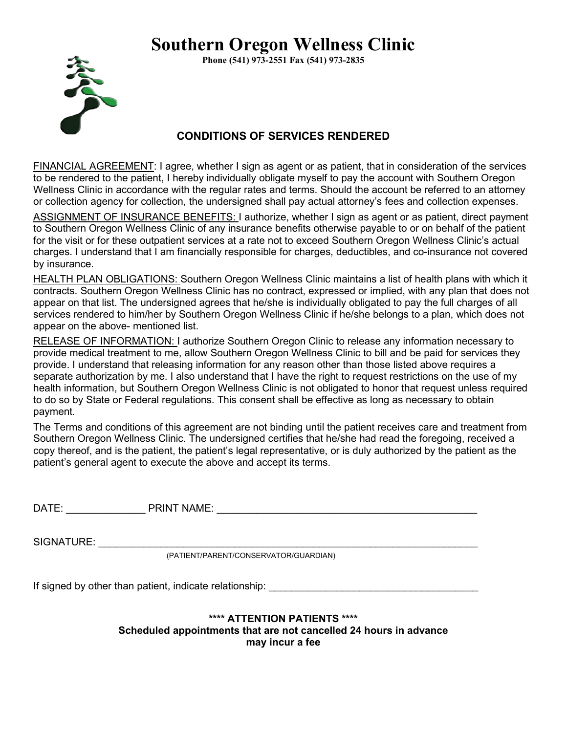# Southern Oregon Wellness Clinic

**Phone (541) 973-2551 Fax (541) 973-2835**

## CONDITIONS OF SERVICES RENDERED

FINANCIAL AGREEMENT: I agree, whether I sign as agent or as patient, that in consideration of the services to be rendered to the patient, I hereby individually obligate myself to pay the account with Southern Oregon Wellness Clinic in accordance with the regular rates and terms. Should the account be referred to an attorney or collection agency for collection, the undersigned shall pay actual attorney's fees and collection expenses.

ASSIGNMENT OF INSURANCE BENEFITS: I authorize, whether I sign as agent or as patient, direct payment to Southern Oregon Wellness Clinic of any insurance benefits otherwise payable to or on behalf of the patient for the visit or for these outpatient services at a rate not to exceed Southern Oregon Wellness Clinic's actual charges. I understand that I am financially responsible for charges, deductibles, and co-insurance not covered by insurance.

HEALTH PLAN OBLIGATIONS: Southern Oregon Wellness Clinic maintains a list of health plans with which it contracts. Southern Oregon Wellness Clinic has no contract, expressed or implied, with any plan that does not appear on that list. The undersigned agrees that he/she is individually obligated to pay the full charges of all services rendered to him/her by Southern Oregon Wellness Clinic if he/she belongs to a plan, which does not appear on the above- mentioned list.

RELEASE OF INFORMATION: I authorize Southern Oregon Clinic to release any information necessary to provide medical treatment to me, allow Southern Oregon Wellness Clinic to bill and be paid for services they provide. I understand that releasing information for any reason other than those listed above requires a separate authorization by me. I also understand that I have the right to request restrictions on the use of my health information, but Southern Oregon Wellness Clinic is not obligated to honor that request unless required to do so by State or Federal regulations. This consent shall be effective as long as necessary to obtain payment.

The Terms and conditions of this agreement are not binding until the patient receives care and treatment from Southern Oregon Wellness Clinic. The undersigned certifies that he/she had read the foregoing, received a copy thereof, and is the patient, the patient's legal representative, or is duly authorized by the patient as the patient's general agent to execute the above and accept its terms.

DATE: ______________ PRINT NAME: ________________________________________________

SIGNATURE: ______________________________________________________________________

(PATIENT/PARENT/CONSERVATOR/GUARDIAN)

If signed by other than patient, indicate relationship: ______________________________________

**\*\*\*\* ATTENTION PATIENTS \*\*\*\***

**Scheduled appointments that are not cancelled 24 hours in advance may incur a fee**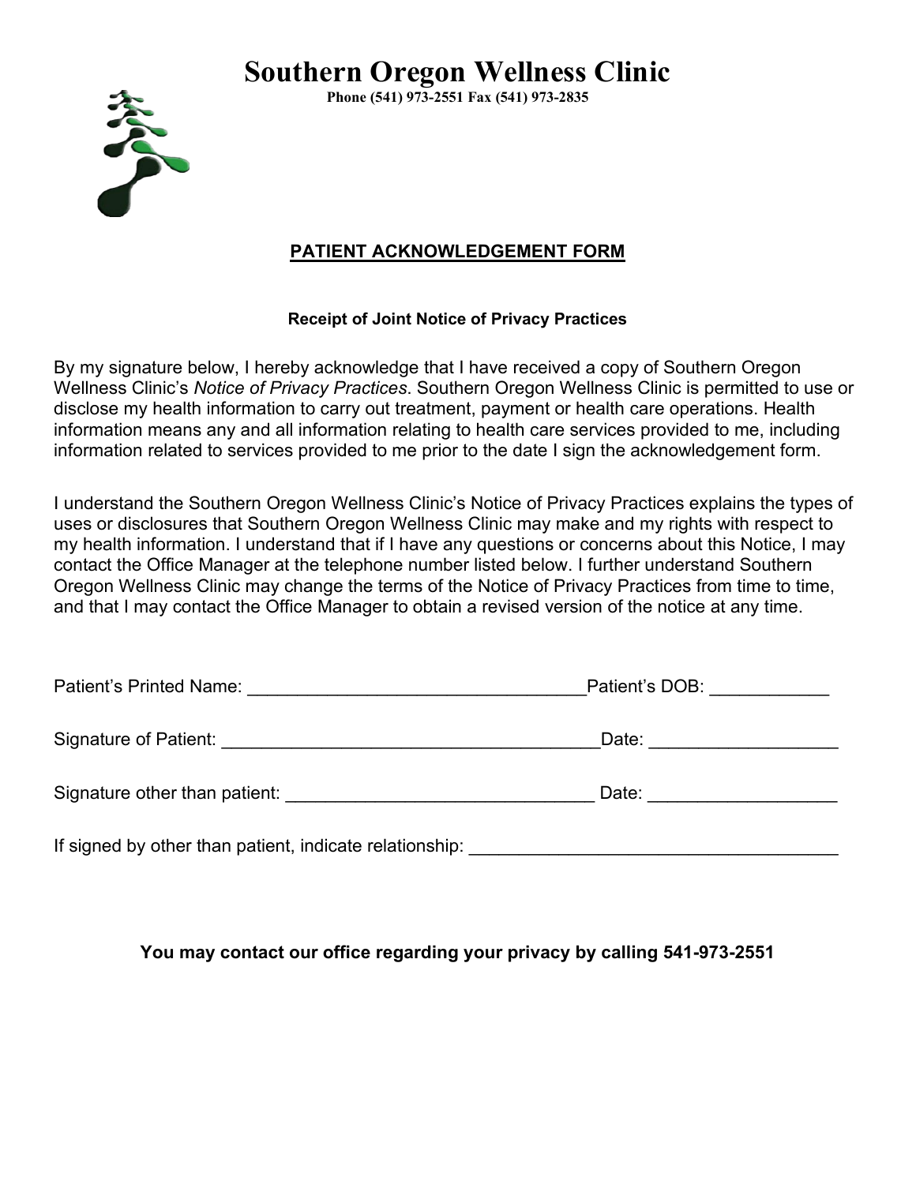# Southern Oregon Wellness Clinic

**Phone (541) 973-2551 Fax (541) 973-2835**

## PATIENT ACKNOWLEDGEMENT FORM

**Receipt of Joint Notice of Privacy Practices**

By my signature below, I hereby acknowledge that I have received a copy of Southern Oregon Wellness Clinic's *Notice of Privacy Practices*. Southern Oregon Wellness Clinic is permitted to use or disclose my health information to carry out treatment, payment or health care operations. Health information means any and all information relating to health care services provided to me, including information related to services provided to me prior to the date I sign the acknowledgement form.

I understand the Southern Oregon Wellness Clinic's Notice of Privacy Practices explains the types of uses or disclosures that Southern Oregon Wellness Clinic may make and my rights with respect to my health information. I understand that if I have any questions or concerns about this Notice, I may contact the Office Manager at the telephone number listed below. I further understand Southern Oregon Wellness Clinic may change the terms of the Notice of Privacy Practices from time to time, and that I may contact the Office Manager to obtain a revised version of the notice at any time.

Patient's Printed Name: ___________________________________ Patient's DOB: ____________

Signature of Patient: _______________________________________ Date: ___________________

Signature other than patient: _______________________________ Date: ___________________

If signed by other than patient, indicate relationship: _____________________________________

**You may contact our office regarding your privacy by calling 541-973-2551**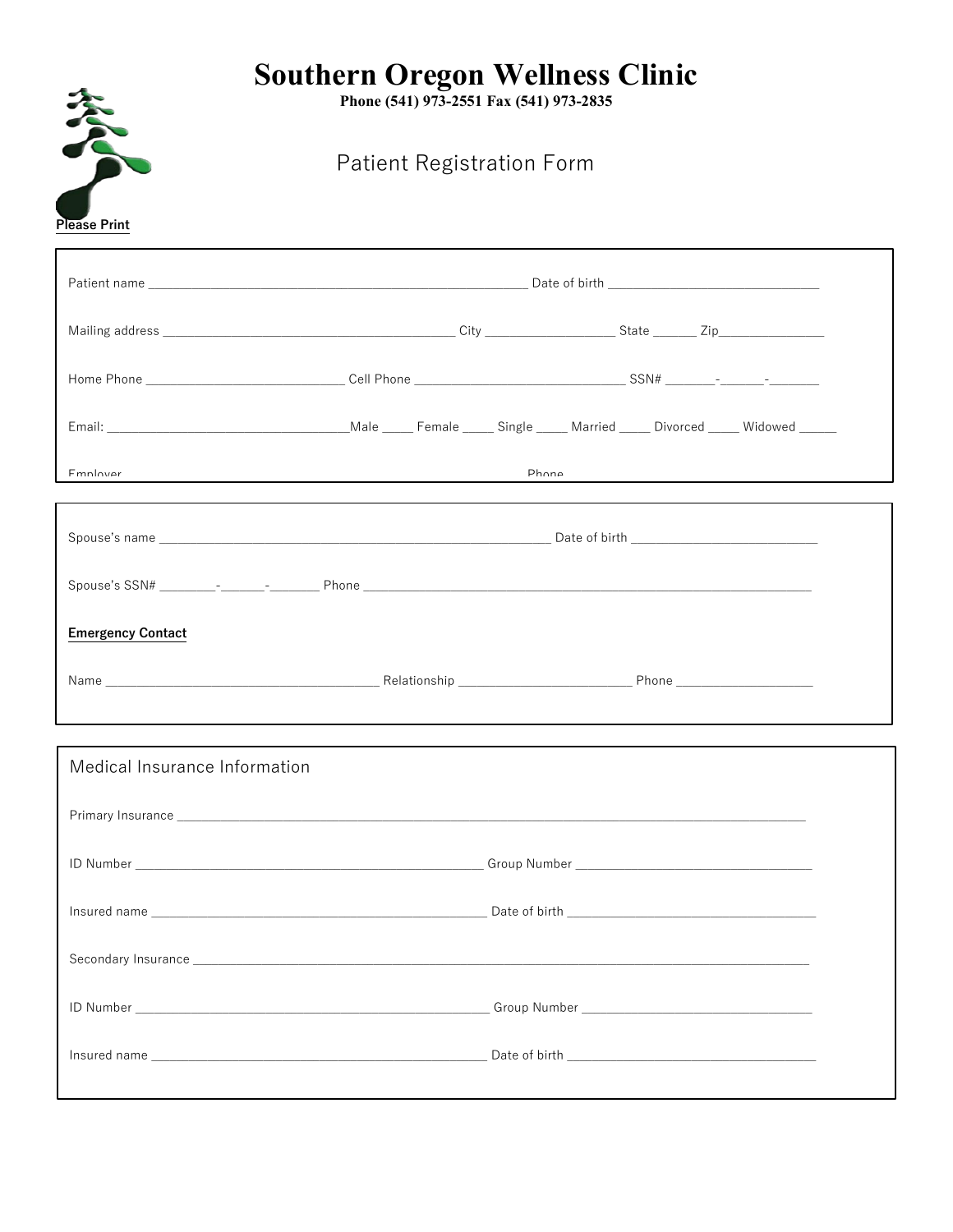# Southern Oregon Wellness Clinic

**Phone (541) 973-2551 Fax (541) 973-2835**

## Patient Registration Form

**Please Print**

Patient name ___________________________________________________________ Date of birth _________________________________

Mailing address ______________________________________________ City ____________________ State ______ Zip________________

Home Phone ______________________________ Cell Phone ________________________________ SSN# _______-______-_______

Email: ____________________________________Male _____ Female _____ Single _____ Married _____ Divorced _____ Widowed ______

Employer Phone

Spouse's name ____________________________________________________________ Date of birth ____________________________

Spouse's SSN# ________-______-_______ Phone _____________________________________________________________________

**Emergency Contact**

Name __________________________________________ Relationship ___________________________ Phone ____________________

### Medical Insurance Information

Primary Insurance _______________________________________________________________________________________________

ID Number ______________________________________________________ Group Number _____________________________________

Insured name ____________________________________________________ Date of birth ______________________________________

Secondary Insurance ______________________________________________________________________________________________

ID Number _______________________________________________________ Group Number ___________________________________

Insured name ____________________________________________________ Date of birth ______________________________________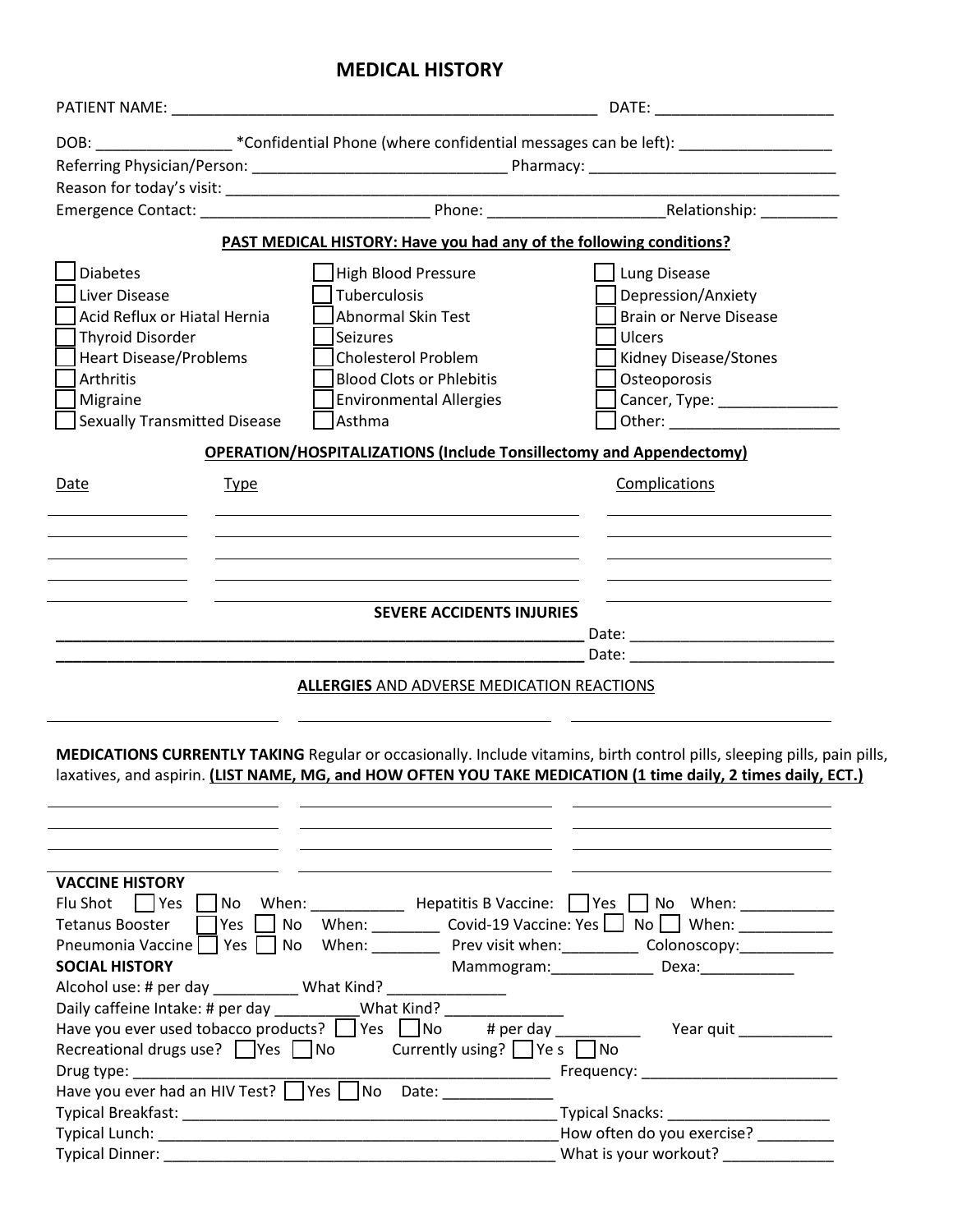# MEDICAL HISTORY

PATIENT NAME: ____________________________________________________ DATE: _____________________

DOB: ________________ *Confidential Phone (where confidential messages can be left): __________________

Referring Physician/Person: ______________________________ Pharmacy: ______________________________

Reason for today's visit: ______________________________________________________________________________

Emergence Contact: ____________________________ Phone: _____________________Relationship: _________

## PAST MEDICAL HISTORY: Have you had any of the following conditions?

| | | |
|---|---|---|
| ☐ Diabetes | ☐ High Blood Pressure | ☐ Lung Disease |
| ☐ Liver Disease | ☐ Tuberculosis | ☐ Depression/Anxiety |
| ☐ Acid Reflux or Hiatal Hernia | ☐ Abnormal Skin Test | ☐ Brain or Nerve Disease |
| ☐ Thyroid Disorder | ☐ Seizures | ☐ Ulcers |
| ☐ Heart Disease/Problems | ☐ Cholesterol Problem | ☐ Kidney Disease/Stones |
| ☐ Arthritis | ☐ Blood Clots or Phlebitis | ☐ Osteoporosis |
| ☐ Migraine | ☐ Environmental Allergies | ☐ Cancer, Type: ______________ |
| ☐ Sexually Transmitted Disease | ☐ Asthma | ☐ Other: ____________________ |

## OPERATION/HOSPITALIZATIONS (Include Tonsillectomy and Appendectomy)

| Date | Type | Complications |
|---|---|---|
| | | |
| | | |
| | | |
| | | |

## SEVERE ACCIDENTS INJURIES

_________________________________________________________________ Date: ________________________

_________________________________________________________________ Date: ________________________

## ALLERGIES AND ADVERSE MEDICATION REACTIONS

_____________________________ _____________________________ _____________________________

**MEDICATIONS CURRENTLY TAKING** Regular or occasionally. Include vitamins, birth control pills, sleeping pills, pain pills, laxatives, and aspirin. **(LIST NAME, MG, and HOW OFTEN YOU TAKE MEDICATION (1 time daily, 2 times daily, ECT.)**

| | | |
|---|---|---|
| | | |
| | | |
| | | |
| | | |

**VACCINE HISTORY**

Flu Shot ☐ Yes ☐ No When: ___________ Hepatitis B Vaccine: ☐ Yes ☐ No When: ___________

Tetanus Booster ☐ Yes ☐ No When: ________ Covid-19 Vaccine: Yes ☐ No ☐ When: ___________

Pneumonia Vaccine ☐ Yes ☐ No When: ________ Prev visit when:_________ Colonoscopy:___________

**SOCIAL HISTORY** Mammogram:____________ Dexa:___________

Alcohol use: # per day __________ What Kind? ______________

Daily caffeine Intake: # per day __________What Kind? ______________

Have you ever used tobacco products? ☐ Yes ☐ No # per day __________ Year quit ___________

Recreational drugs use? ☐ Yes ☐ No Currently using? ☐ Ye s ☐ No

Drug type: ____________________________________________________ Frequency: ________________________

Have you ever had an HIV Test? ☐ Yes ☐ No Date: _____________

Typical Breakfast: _____________________________________________ Typical Snacks: ___________________

Typical Lunch: ________________________________________________ How often do you exercise? _________

Typical Dinner: _______________________________________________ What is your workout? _____________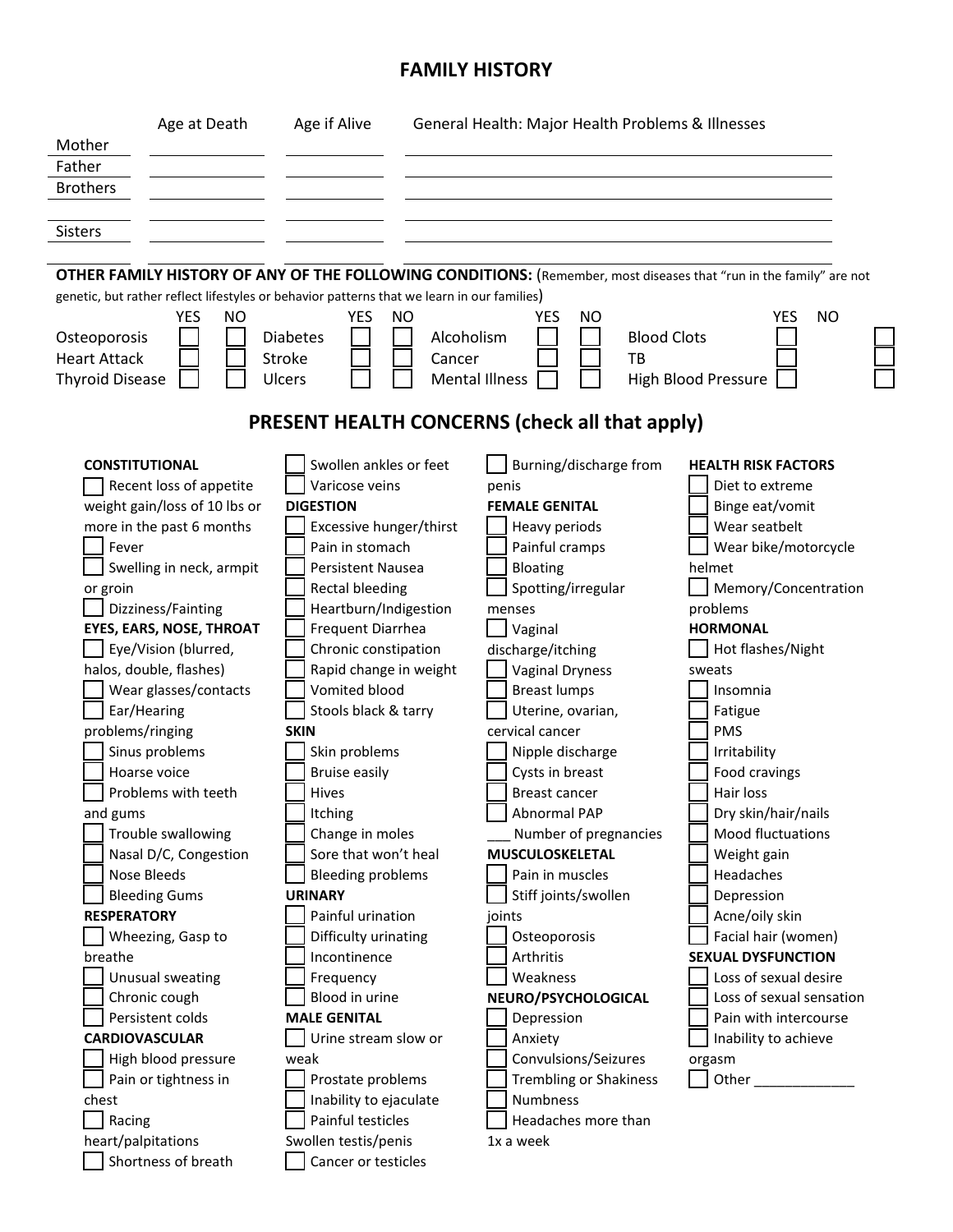# FAMILY HISTORY

| | Age at Death | Age if Alive | General Health: Major Health Problems & Illnesses |
|---|---|---|---|
| Mother | | | |
| Father | | | |
| Brothers | | | |
| | | | |
| Sisters | | | |

**OTHER FAMILY HISTORY OF ANY OF THE FOLLOWING CONDITIONS:** (Remember, most diseases that "run in the family" are not genetic, but rather reflect lifestyles or behavior patterns that we learn in our families)

| | YES | NO | | YES | NO | | YES | NO | | YES | NO |
|---|---|---|---|---|---|---|---|---|---|---|---|
| Osteoporosis | ☐ | ☐ | Diabetes | ☐ | ☐ | Alcoholism | ☐ | ☐ | Blood Clots | ☐ | ☐ |
| Heart Attack | ☐ | ☐ | Stroke | ☐ | ☐ | Cancer | ☐ | ☐ | TB | ☐ | ☐ |
| Thyroid Disease | ☐ | ☐ | Ulcers | ☐ | ☐ | Mental Illness | ☐ | ☐ | High Blood Pressure | ☐ | ☐ |

## PRESENT HEALTH CONCERNS (check all that apply)

**CONSTITUTIONAL**
- ☐ Recent loss of appetite weight gain/loss of 10 lbs or more in the past 6 months
- ☐ Fever
- ☐ Swelling in neck, armpit or groin
- ☐ Dizziness/Fainting

**EYES, EARS, NOSE, THROAT**
- ☐ Eye/Vision (blurred, halos, double, flashes)
- ☐ Wear glasses/contacts
- ☐ Ear/Hearing problems/ringing
- ☐ Sinus problems
- ☐ Hoarse voice
- ☐ Problems with teeth and gums
- ☐ Trouble swallowing
- ☐ Nasal D/C, Congestion
- ☐ Nose Bleeds
- ☐ Bleeding Gums

**RESPERATORY**
- ☐ Wheezing, Gasp to breathe
- ☐ Unusual sweating
- ☐ Chronic cough
- ☐ Persistent colds

**CARDIOVASCULAR**
- ☐ High blood pressure
- ☐ Pain or tightness in chest
- ☐ Racing heart/palpitations
- ☐ Shortness of breath
- ☐ Swollen ankles or feet
- ☐ Varicose veins

**DIGESTION**
- ☐ Excessive hunger/thirst
- ☐ Pain in stomach
- ☐ Persistent Nausea
- ☐ Rectal bleeding
- ☐ Heartburn/Indigestion
- ☐ Frequent Diarrhea
- ☐ Chronic constipation
- ☐ Rapid change in weight
- ☐ Vomited blood
- ☐ Stools black & tarry

**SKIN**
- ☐ Skin problems
- ☐ Bruise easily
- ☐ Hives
- ☐ Itching
- ☐ Change in moles
- ☐ Sore that won't heal
- ☐ Bleeding problems

**URINARY**
- ☐ Painful urination
- ☐ Difficulty urinating
- ☐ Incontinence
- ☐ Frequency
- ☐ Blood in urine

**MALE GENITAL**
- ☐ Urine stream slow or weak
- ☐ Prostate problems
- ☐ Inability to ejaculate
- ☐ Painful testicles Swollen testis/penis
- ☐ Cancer or testicles
- ☐ Burning/discharge from penis

**FEMALE GENITAL**
- ☐ Heavy periods
- ☐ Painful cramps
- ☐ Bloating
- ☐ Spotting/irregular menses
- ☐ Vaginal discharge/itching
- ☐ Vaginal Dryness
- ☐ Breast lumps
- ☐ Uterine, ovarian, cervical cancer
- ☐ Nipple discharge
- ☐ Cysts in breast
- ☐ Breast cancer
- ☐ Abnormal PAP
- ___ Number of pregnancies

**MUSCULOSKELETAL**
- ☐ Pain in muscles
- ☐ Stiff joints/swollen joints
- ☐ Osteoporosis
- ☐ Arthritis
- ☐ Weakness

**NEURO/PSYCHOLOGICAL**
- ☐ Depression
- ☐ Anxiety
- ☐ Convulsions/Seizures
- ☐ Trembling or Shakiness
- ☐ Numbness
- ☐ Headaches more than 1x a week

**HEALTH RISK FACTORS**
- ☐ Diet to extreme
- ☐ Binge eat/vomit
- ☐ Wear seatbelt
- ☐ Wear bike/motorcycle helmet
- ☐ Memory/Concentration problems

**HORMONAL**
- ☐ Hot flashes/Night sweats
- ☐ Insomnia
- ☐ Fatigue
- ☐ PMS
- ☐ Irritability
- ☐ Food cravings
- ☐ Hair loss
- ☐ Dry skin/hair/nails
- ☐ Mood fluctuations
- ☐ Weight gain
- ☐ Headaches
- ☐ Depression
- ☐ Acne/oily skin
- ☐ Facial hair (women)

**SEXUAL DYSFUNCTION**
- ☐ Loss of sexual desire
- ☐ Loss of sexual sensation
- ☐ Pain with intercourse
- ☐ Inability to achieve orgasm
- ☐ Other _____________